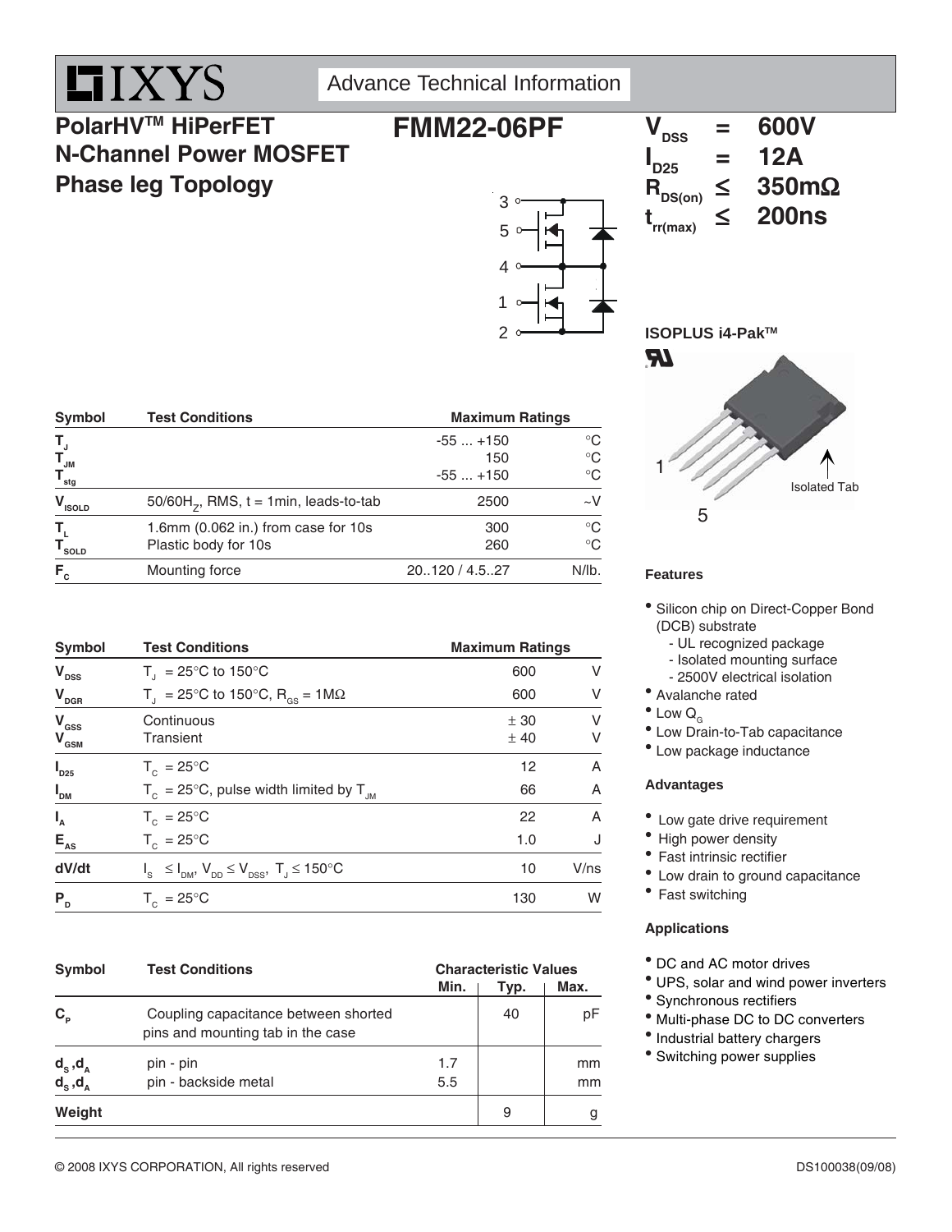IXYS

Advance Technical Information

# PolarHV™ HiPerFET N-Channel Power MOSFET Phase leg Topology

# FMM22-06PF

| | | |
|---|---|---|
| $V_{DSS}$ | = | 600V |
| $I_{D25}$ | = | 12A |
| $R_{DS(on)}$ | ≤ | 350mΩ |
| $t_{rr(max)}$ | ≤ | 200ns |

ISOPLUS i4-Pak™

1, 5, Isolated Tab

| Symbol | Test Conditions | Maximum Ratings | |
|---|---|---|---|
| $T_J$ | | -55 ... +150 | °C |
| $T_{JM}$ | | 150 | °C |
| $T_{stg}$ | | -55 ... +150 | °C |
| $V_{ISOLD}$ | 50/60$H_Z$, RMS, t = 1min, leads-to-tab | 2500 | ~V |
| $T_L$ | 1.6mm (0.062 in.) from case for 10s | 300 | °C |
| $T_{SOLD}$ | Plastic body for 10s | 260 | °C |
| $F_C$ | Mounting force | 20..120 / 4.5..27 | N/lb. |

| Symbol | Test Conditions | Maximum Ratings | |
|---|---|---|---|
| $V_{DSS}$ | $T_J$ = 25°C to 150°C | 600 | V |
| $V_{DGR}$ | $T_J$ = 25°C to 150°C, $R_{GS}$ = 1MΩ | 600 | V |
| $V_{GSS}$ | Continuous | ± 30 | V |
| $V_{GSM}$ | Transient | ± 40 | V |
| $I_{D25}$ | $T_C$ = 25°C | 12 | A |
| $I_{DM}$ | $T_C$ = 25°C, pulse width limited by $T_{JM}$ | 66 | A |
| $I_A$ | $T_C$ = 25°C | 22 | A |
| $E_{AS}$ | $T_C$ = 25°C | 1.0 | J |
| dV/dt | $I_S \leq I_{DM}$, $V_{DD} \leq V_{DSS}$, $T_J \leq 150$°C | 10 | V/ns |
| $P_D$ | $T_C$ = 25°C | 130 | W |

| Symbol | Test Conditions | Characteristic Values Min. | Typ. | Max. |
|---|---|---|---|---|
| $C_P$ | Coupling capacitance between shorted pins and mounting tab in the case | | 40 | pF |
| $d_S$,$d_A$ | pin - pin | 1.7 | | mm |
| $d_S$,$d_A$ | pin - backside metal | 5.5 | | mm |
| Weight | | | 9 | g |

### Features

- Silicon chip on Direct-Copper Bond (DCB) substrate
  - UL recognized package
  - Isolated mounting surface
  - 2500V electrical isolation
- Avalanche rated
- Low $Q_G$
- Low Drain-to-Tab capacitance
- Low package inductance

### Advantages

- Low gate drive requirement
- High power density
- Fast intrinsic rectifier
- Low drain to ground capacitance
- Fast switching

### Applications

- DC and AC motor drives
- UPS, solar and wind power inverters
- Synchronous rectifiers
- Multi-phase DC to DC converters
- Industrial battery chargers
- Switching power supplies

© 2008 IXYS CORPORATION, All rights reserved

DS100038(09/08)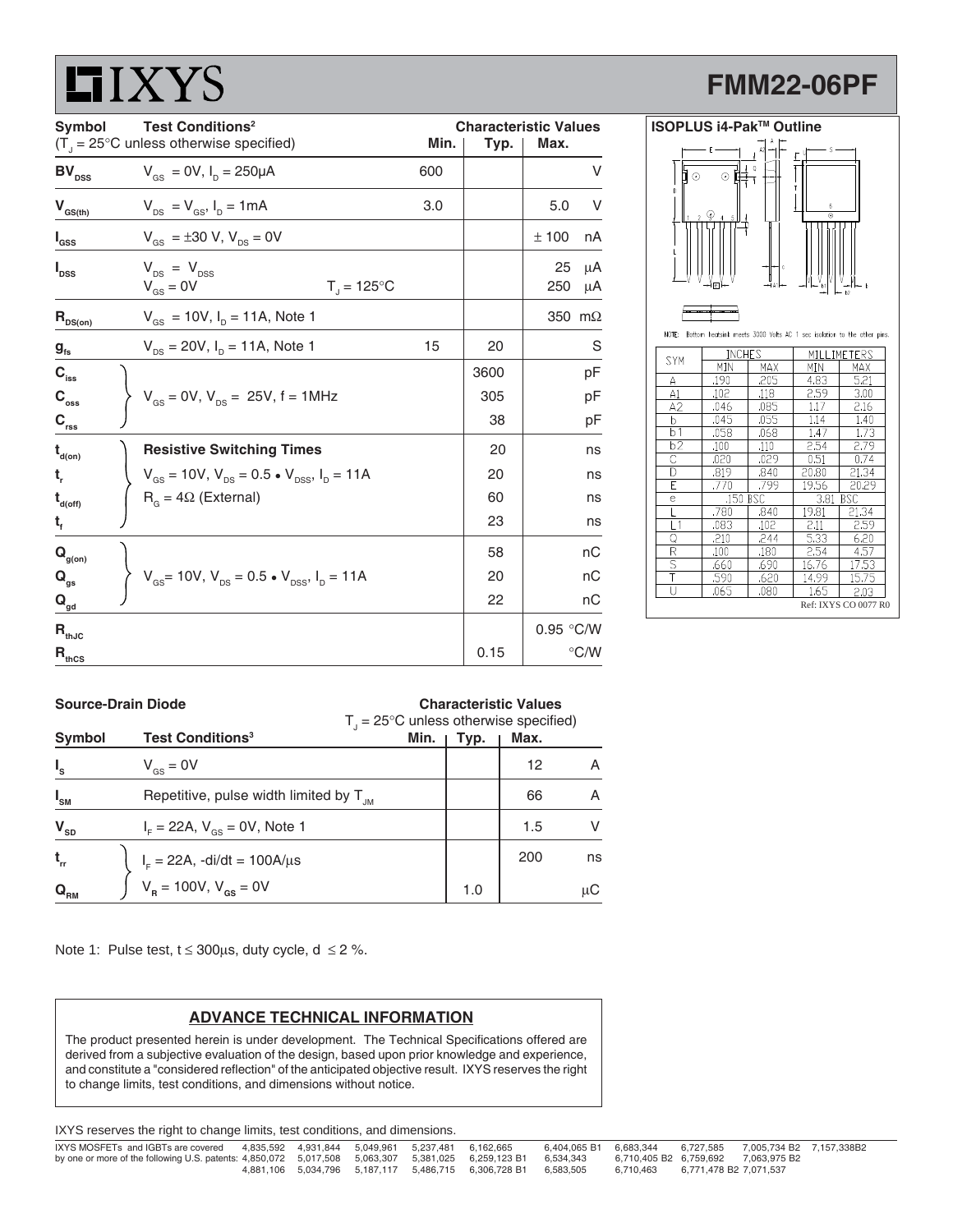# FMM22-06PF

| Symbol | Test Conditions[2] ($T_J$ = 25°C unless otherwise specified) | Min. | Typ. | Max. | |
|---|---|---|---|---|---|
| $BV_{DSS}$ | $V_{GS}$ = 0V, $I_D$ = 250μA | 600 | | | V |
| $V_{GS(th)}$ | $V_{DS}$ = $V_{GS}$, $I_D$ = 1mA | 3.0 | | 5.0 | V |
| $I_{GSS}$ | $V_{GS}$ = ±30 V, $V_{DS}$ = 0V | | | ± 100 | nA |
| $I_{DSS}$ | $V_{DS}$ = $V_{DSS}$, $V_{GS}$ = 0V | | | 25 | μA |
| | $T_J$ = 125°C | | | 250 | μA |
| $R_{DS(on)}$ | $V_{GS}$ = 10V, $I_D$ = 11A, Note 1 | | | 350 | mΩ |
| $g_{fs}$ | $V_{DS}$ = 20V, $I_D$ = 11A, Note 1 | 15 | 20 | | S |
| $C_{iss}$ | $V_{GS}$ = 0V, $V_{DS}$ = 25V, f = 1MHz | | 3600 | | pF |
| $C_{oss}$ | | | 305 | | pF |
| $C_{rss}$ | | | 38 | | pF |
| $t_{d(on)}$ | **Resistive Switching Times** | | 20 | | ns |
| $t_r$ | $V_{GS}$ = 10V, $V_{DS}$ = 0.5 • $V_{DSS}$, $I_D$ = 11A | | 20 | | ns |
| $t_{d(off)}$ | $R_G$ = 4Ω (External) | | 60 | | ns |
| $t_f$ | | | 23 | | ns |
| $Q_{g(on)}$ | $V_{GS}$= 10V, $V_{DS}$ = 0.5 • $V_{DSS}$, $I_D$ = 11A | | 58 | | nC |
| $Q_{gs}$ | | | 20 | | nC |
| $Q_{gd}$ | | | 22 | | nC |
| $R_{thJC}$ | | | | 0.95 | °C/W |
| $R_{thCS}$ | | | 0.15 | | °C/W |

## ISOPLUS i4-Pak™ Outline

NOTE: Bottom heatsink meets 3000 Volts AC 1 sec isolation to the other pins.

| SYM | INCHES MIN | INCHES MAX | MILLIMETERS MIN | MILLIMETERS MAX |
|---|---|---|---|---|
| A | .190 | .205 | 4.83 | 5.21 |
| A1 | .102 | .118 | 2.59 | 3.00 |
| A2 | .046 | .085 | 1.17 | 2.16 |
| b | .045 | .055 | 1.14 | 1.40 |
| b1 | .058 | .068 | 1.47 | 1.73 |
| b2 | .100 | .110 | 2.54 | 2.79 |
| C | .020 | .029 | 0.51 | 0.74 |
| D | .819 | .840 | 20.80 | 21.34 |
| E | .770 | .799 | 19.56 | 20.29 |
| e | .150 BSC | | 3.81 BSC | |
| L | .780 | .840 | 19.81 | 21.34 |
| L1 | .083 | .102 | 2.11 | 2.59 |
| Q | .210 | .244 | 5.33 | 6.20 |
| R | .100 | .180 | 2.54 | 4.57 |
| S | .660 | .690 | 16.76 | 17.53 |
| T | .590 | .620 | 14.99 | 15.75 |
| U | .065 | .080 | 1.65 | 2.03 |

Ref: IXYS CO 0077 R0

## Source-Drain Diode

| Symbol | Test Conditions[3] ($T_J$ = 25°C unless otherwise specified) | Min. | Typ. | Max. | |
|---|---|---|---|---|---|
| $I_S$ | $V_{GS}$ = 0V | | | 12 | A |
| $I_{SM}$ | Repetitive, pulse width limited by $T_{JM}$ | | | 66 | A |
| $V_{SD}$ | $I_F$ = 22A, $V_{GS}$ = 0V, Note 1 | | | 1.5 | V |
| $t_{rr}$ | $I_F$ = 22A, -di/dt = 100A/μs | | | 200 | ns |
| $Q_{RM}$ | $V_R$ = 100V, $V_{GS}$ = 0V | | 1.0 | | μC |

Note 1: Pulse test, t ≤ 300μs, duty cycle, d ≤ 2 %.

**ADVANCE TECHNICAL INFORMATION**

The product presented herein is under development. The Technical Specifications offered are derived from a subjective evaluation of the design, based upon prior knowledge and experience, and constitute a "considered reflection" of the anticipated objective result. IXYS reserves the right to change limits, test conditions, and dimensions without notice.

IXYS reserves the right to change limits, test conditions, and dimensions.

IXYS MOSFETs and IGBTs are covered by one or more of the following U.S. patents: 4,835,592 4,931,844 5,049,961 5,237,481 6,162,665 6,404,065 B1 6,683,344 6,727,585 7,005,734 B2 7,157,338B2 4,850,072 5,017,508 5,063,307 5,381,025 6,259,123 B1 6,534,343 6,710,405 B2 6,759,692 7,063,975 B2 4,881,106 5,034,796 5,187,117 5,486,715 6,306,728 B1 6,583,505 6,710,463 6,771,478 B2 7,071,537